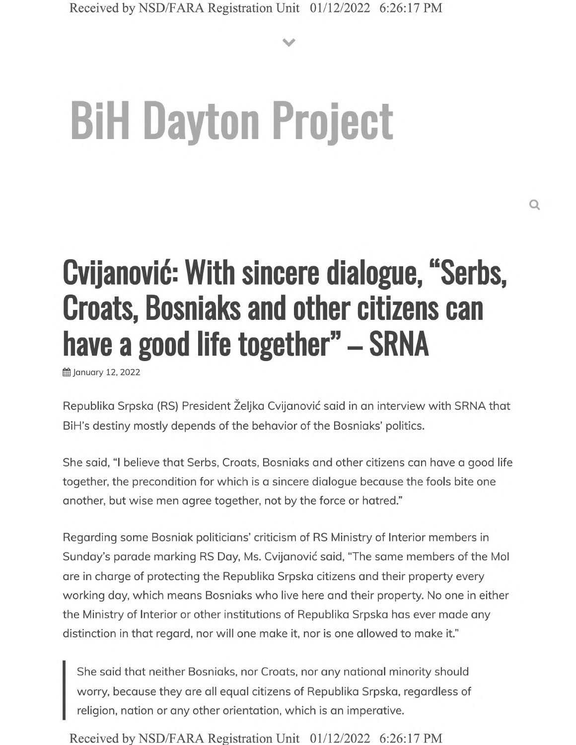# BiH Dayton Project

## Cvijanović: With sincere dialogue, "Serbs, Croats, Bosniaks and other citizens can have a good life together" – SRNA

January 12, 2022

Republika Srpska (RS) President Željka Cvijanović said in an interview with SRNA that BiH's destiny mostly depends of the behavior of the Bosniaks' politics.

She said, "I believe that Serbs, Croats, Bosniaks and other citizens can have a good life together, the precondition for which is a sincere dialogue because the fools bite one another, but wise men agree together, not by the force or hatred."

Regarding some Bosniak politicians' criticism of RS Ministry of Interior members in Sunday's parade marking RS Day, Ms. Cvijanović said, "The same members of the MoI are in charge of protecting the Republika Srpska citizens and their property every working day, which means Bosniaks who live here and their property. No one in either the Ministry of Interior or other institutions of Republika Srpska has ever made any distinction in that regard, nor will one make it, nor is one allowed to make it."

> She said that neither Bosniaks, nor Croats, nor any national minority should worry, because they are all equal citizens of Republika Srpska, regardless of religion, nation or any other orientation, which is an imperative.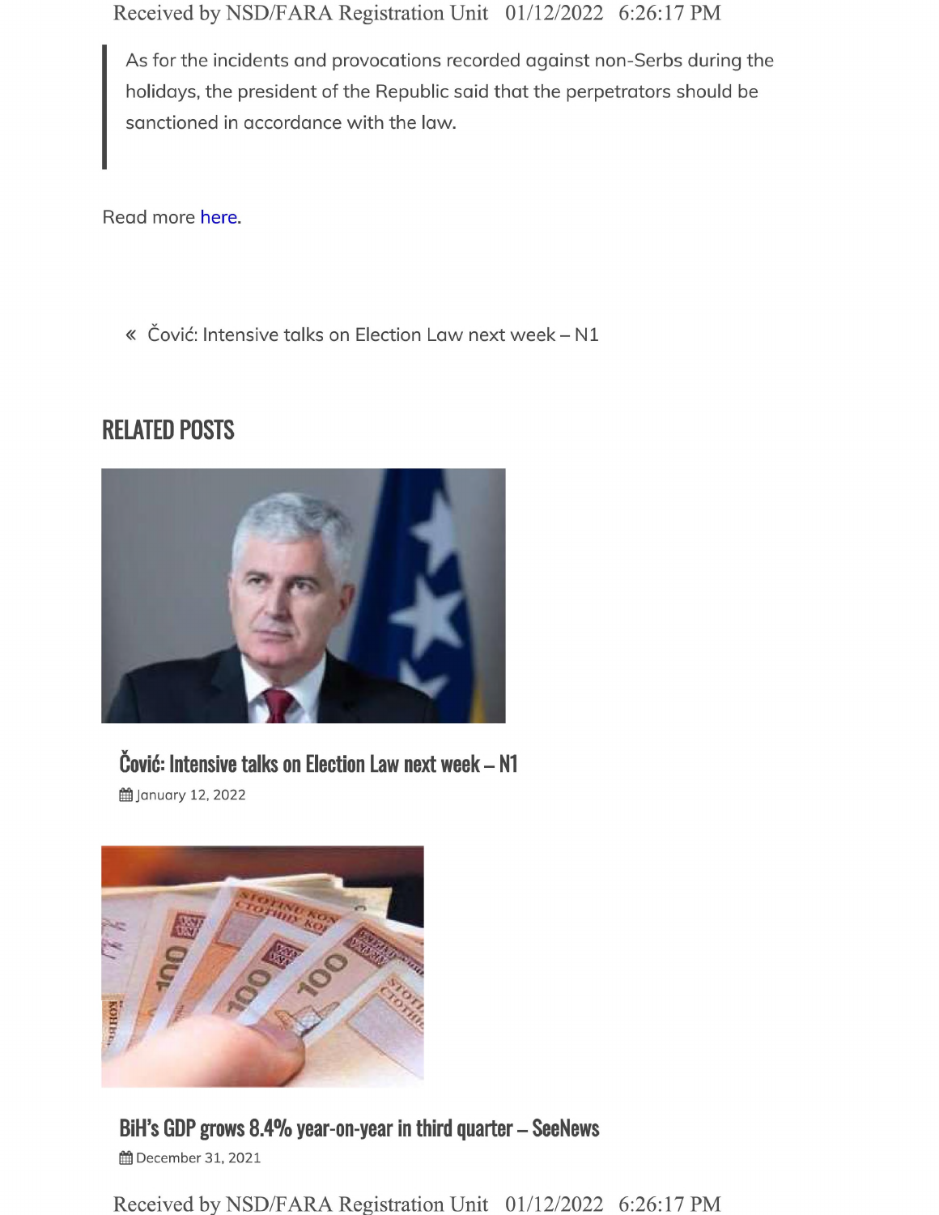> As for the incidents and provocations recorded against non-Serbs during the holidays, the president of the Republic said that the perpetrators should be sanctioned in accordance with the law.

Read more here.

« Čović: Intensive talks on Election Law next week – N1

## RELATED POSTS

### Čović: Intensive talks on Election Law next week – N1

January 12, 2022

### BiH's GDP grows 8.4% year-on-year in third quarter – SeeNews

December 31, 2021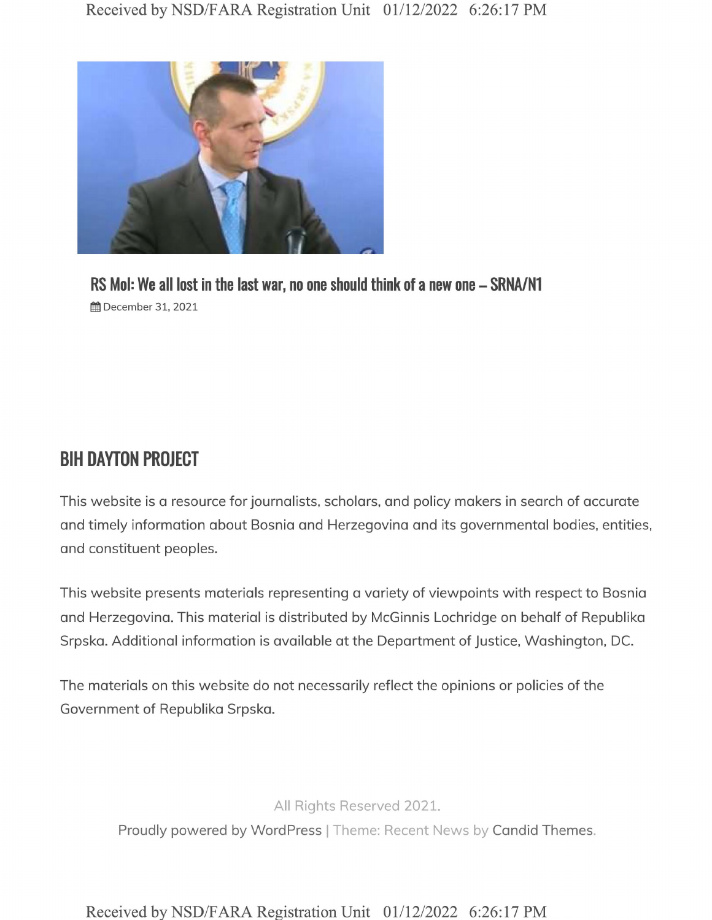**RS MoI: We all lost in the last war, no one should think of a new one – SRNA/N1**

December 31, 2021

## BIH DAYTON PROJECT

This website is a resource for journalists, scholars, and policy makers in search of accurate and timely information about Bosnia and Herzegovina and its governmental bodies, entities, and constituent peoples.

This website presents materials representing a variety of viewpoints with respect to Bosnia and Herzegovina. This material is distributed by McGinnis Lochridge on behalf of Republika Srpska. Additional information is available at the Department of Justice, Washington, DC.

The materials on this website do not necessarily reflect the opinions or policies of the Government of Republika Srpska.

All Rights Reserved 2021.

Proudly powered by WordPress | Theme: Recent News by Candid Themes.